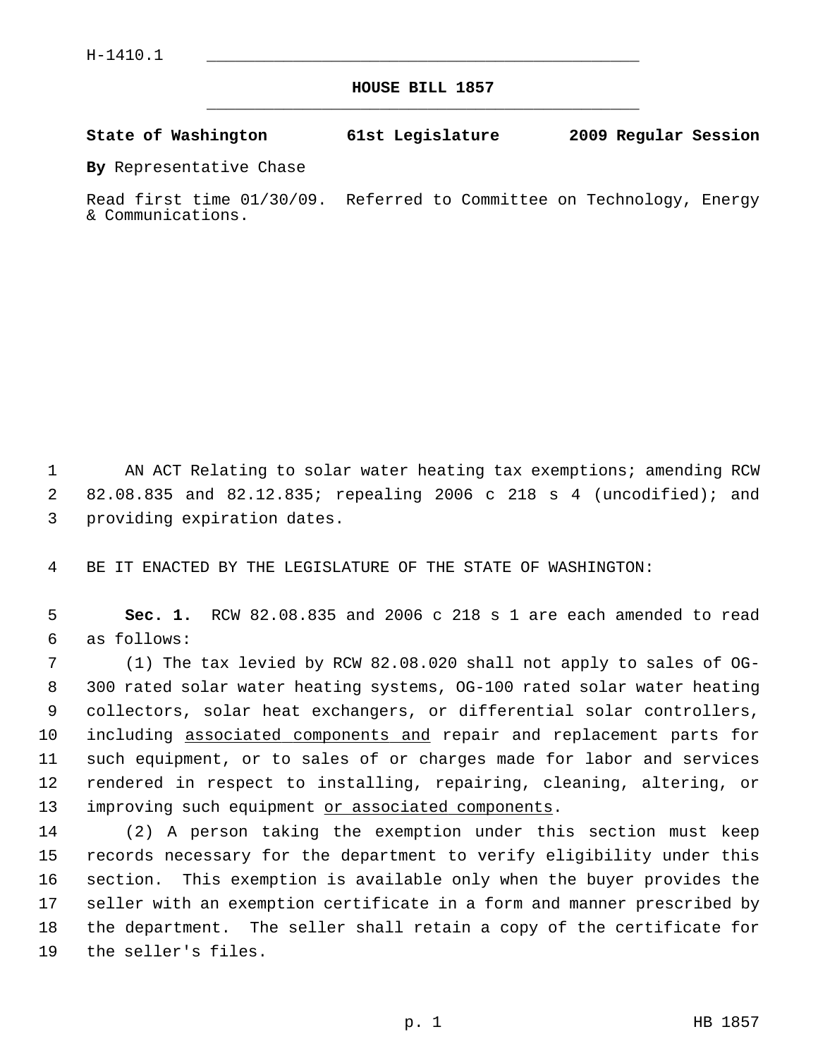H-1410.1

**HOUSE BILL 1857**

**State of Washington 61st Legislature 2009 Regular Session**

**By** Representative Chase

Read first time 01/30/09. Referred to Committee on Technology, Energy & Communications.

AN ACT Relating to solar water heating tax exemptions; amending RCW 82.08.835 and 82.12.835; repealing 2006 c 218 s 4 (uncodified); and providing expiration dates.

BE IT ENACTED BY THE LEGISLATURE OF THE STATE OF WASHINGTON:

**Sec. 1.** RCW 82.08.835 and 2006 c 218 s 1 are each amended to read as follows:

(1) The tax levied by RCW 82.08.020 shall not apply to sales of OG-300 rated solar water heating systems, OG-100 rated solar water heating collectors, solar heat exchangers, or differential solar controllers, including <u>associated components and</u> repair and replacement parts for such equipment, or to sales of or charges made for labor and services rendered in respect to installing, repairing, cleaning, altering, or improving such equipment <u>or associated components</u>.

(2) A person taking the exemption under this section must keep records necessary for the department to verify eligibility under this section. This exemption is available only when the buyer provides the seller with an exemption certificate in a form and manner prescribed by the department. The seller shall retain a copy of the certificate for the seller's files.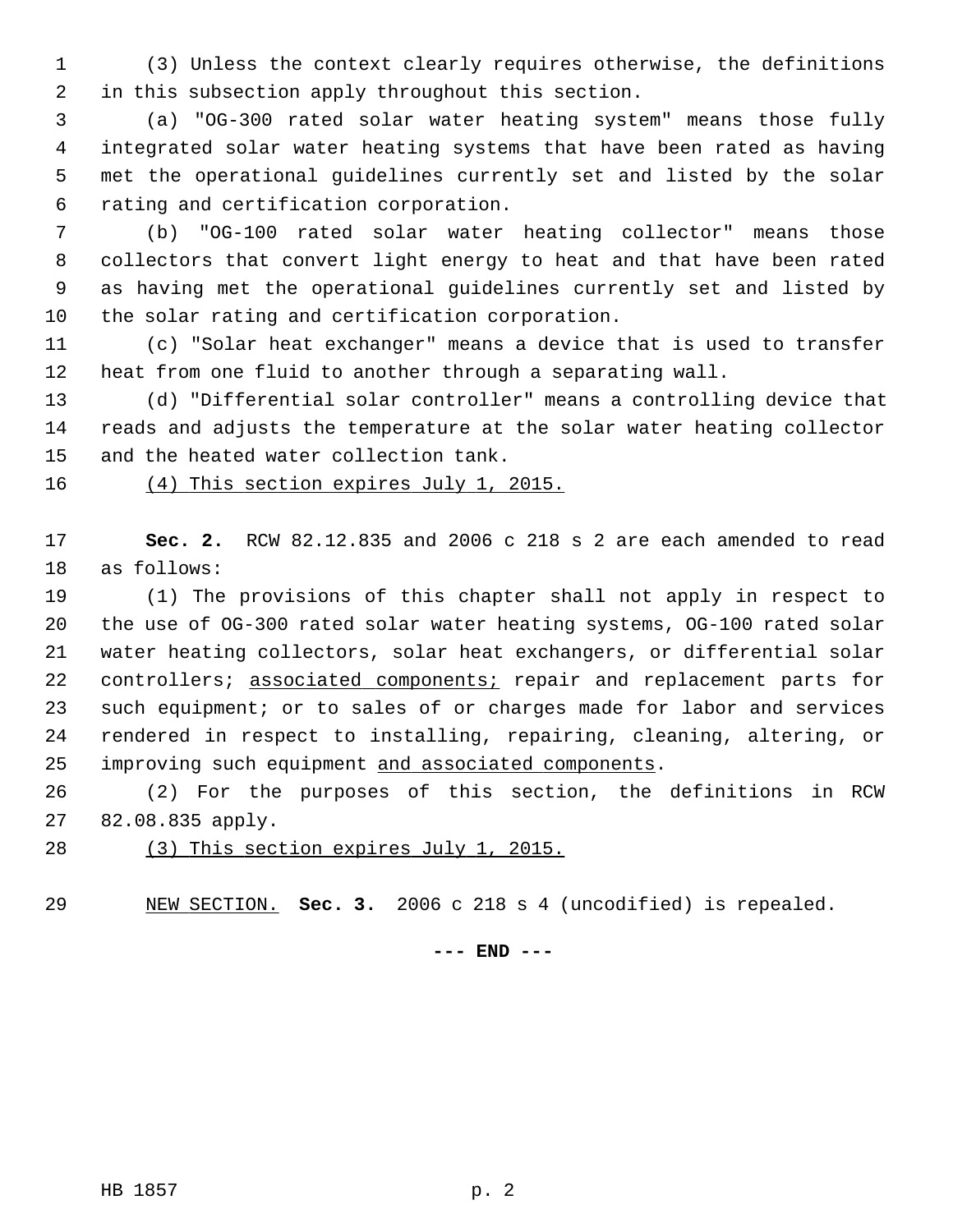(3) Unless the context clearly requires otherwise, the definitions in this subsection apply throughout this section.

(a) "OG-300 rated solar water heating system" means those fully integrated solar water heating systems that have been rated as having met the operational guidelines currently set and listed by the solar rating and certification corporation.

(b) "OG-100 rated solar water heating collector" means those collectors that convert light energy to heat and that have been rated as having met the operational guidelines currently set and listed by the solar rating and certification corporation.

(c) "Solar heat exchanger" means a device that is used to transfer heat from one fluid to another through a separating wall.

(d) "Differential solar controller" means a controlling device that reads and adjusts the temperature at the solar water heating collector and the heated water collection tank.

<u>(4) This section expires July 1, 2015.</u>

**Sec. 2.** RCW 82.12.835 and 2006 c 218 s 2 are each amended to read as follows:

(1) The provisions of this chapter shall not apply in respect to the use of OG-300 rated solar water heating systems, OG-100 rated solar water heating collectors, solar heat exchangers, or differential solar controllers; <u>associated components;</u> repair and replacement parts for such equipment; or to sales of or charges made for labor and services rendered in respect to installing, repairing, cleaning, altering, or improving such equipment <u>and associated components</u>.

(2) For the purposes of this section, the definitions in RCW 82.08.835 apply.

<u>(3) This section expires July 1, 2015.</u>

<u>NEW SECTION.</u> **Sec. 3.** 2006 c 218 s 4 (uncodified) is repealed.

**--- END ---**